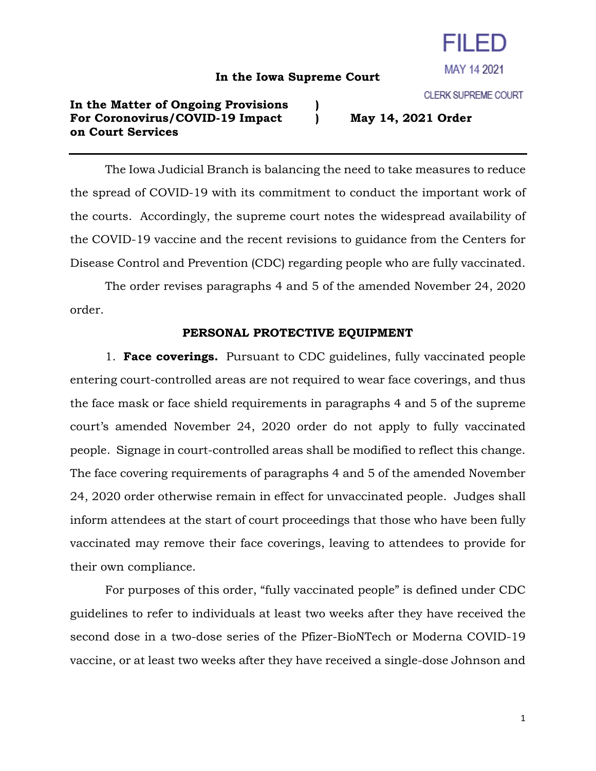FILED

MAY 14 2021

CLERK SUPREME COURT

**In the Iowa Supreme Court**

**In the Matter of Ongoing Provisions For Coronovirus/COVID-19 Impact on Court Services** )
) **May 14, 2021 Order**

---

The Iowa Judicial Branch is balancing the need to take measures to reduce the spread of COVID-19 with its commitment to conduct the important work of the courts. Accordingly, the supreme court notes the widespread availability of the COVID-19 vaccine and the recent revisions to guidance from the Centers for Disease Control and Prevention (CDC) regarding people who are fully vaccinated.

The order revises paragraphs 4 and 5 of the amended November 24, 2020 order.

**PERSONAL PROTECTIVE EQUIPMENT**

1. **Face coverings.** Pursuant to CDC guidelines, fully vaccinated people entering court-controlled areas are not required to wear face coverings, and thus the face mask or face shield requirements in paragraphs 4 and 5 of the supreme court's amended November 24, 2020 order do not apply to fully vaccinated people. Signage in court-controlled areas shall be modified to reflect this change. The face covering requirements of paragraphs 4 and 5 of the amended November 24, 2020 order otherwise remain in effect for unvaccinated people. Judges shall inform attendees at the start of court proceedings that those who have been fully vaccinated may remove their face coverings, leaving to attendees to provide for their own compliance.

For purposes of this order, "fully vaccinated people" is defined under CDC guidelines to refer to individuals at least two weeks after they have received the second dose in a two-dose series of the Pfizer-BioNTech or Moderna COVID-19 vaccine, or at least two weeks after they have received a single-dose Johnson and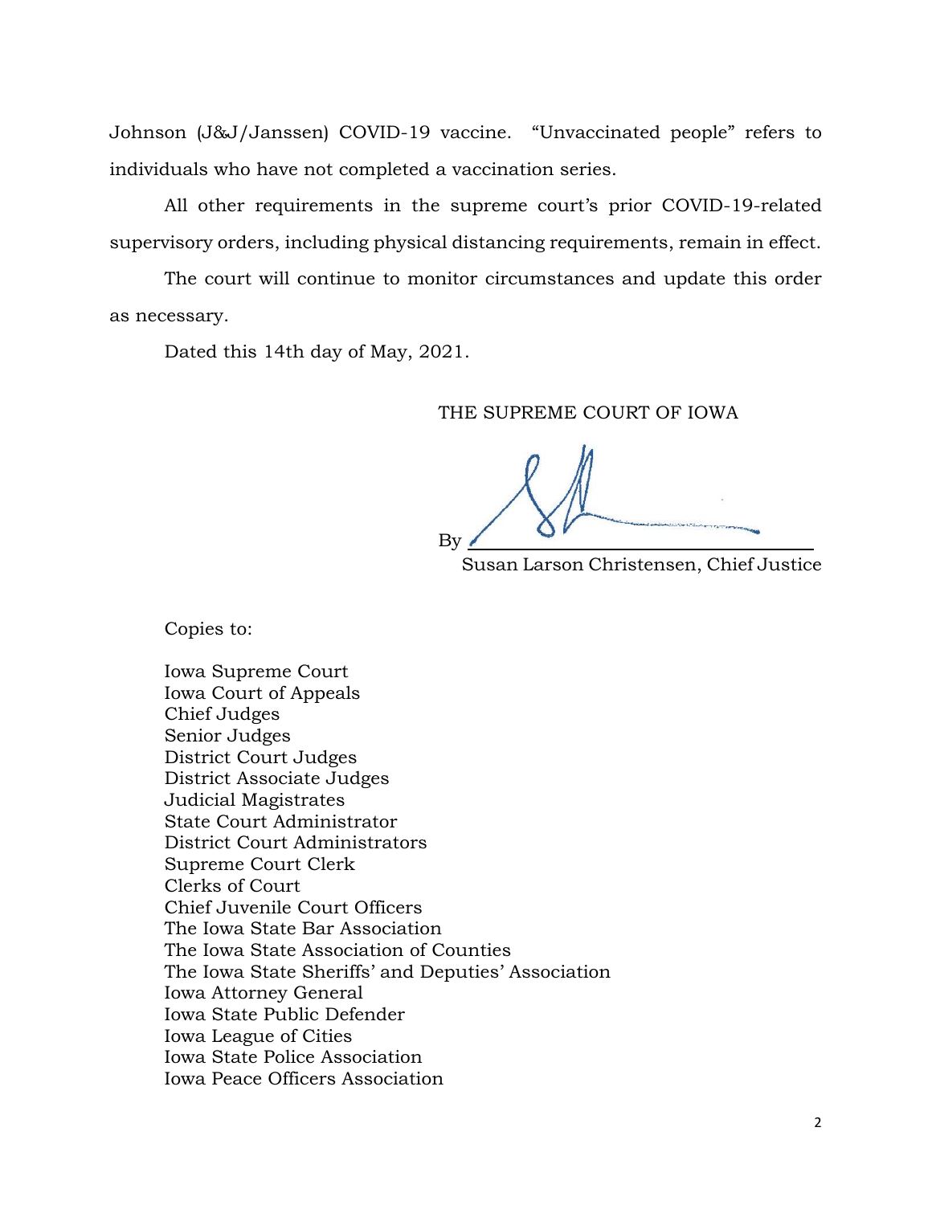Johnson (J&J/Janssen) COVID-19 vaccine. "Unvaccinated people" refers to individuals who have not completed a vaccination series.

All other requirements in the supreme court's prior COVID-19-related supervisory orders, including physical distancing requirements, remain in effect.

The court will continue to monitor circumstances and update this order as necessary.

Dated this 14th day of May, 2021.

THE SUPREME COURT OF IOWA

By ______________________________

Susan Larson Christensen, Chief Justice

Copies to:

Iowa Supreme Court
Iowa Court of Appeals
Chief Judges
Senior Judges
District Court Judges
District Associate Judges
Judicial Magistrates
State Court Administrator
District Court Administrators
Supreme Court Clerk
Clerks of Court
Chief Juvenile Court Officers
The Iowa State Bar Association
The Iowa State Association of Counties
The Iowa State Sheriffs' and Deputies' Association
Iowa Attorney General
Iowa State Public Defender
Iowa League of Cities
Iowa State Police Association
Iowa Peace Officers Association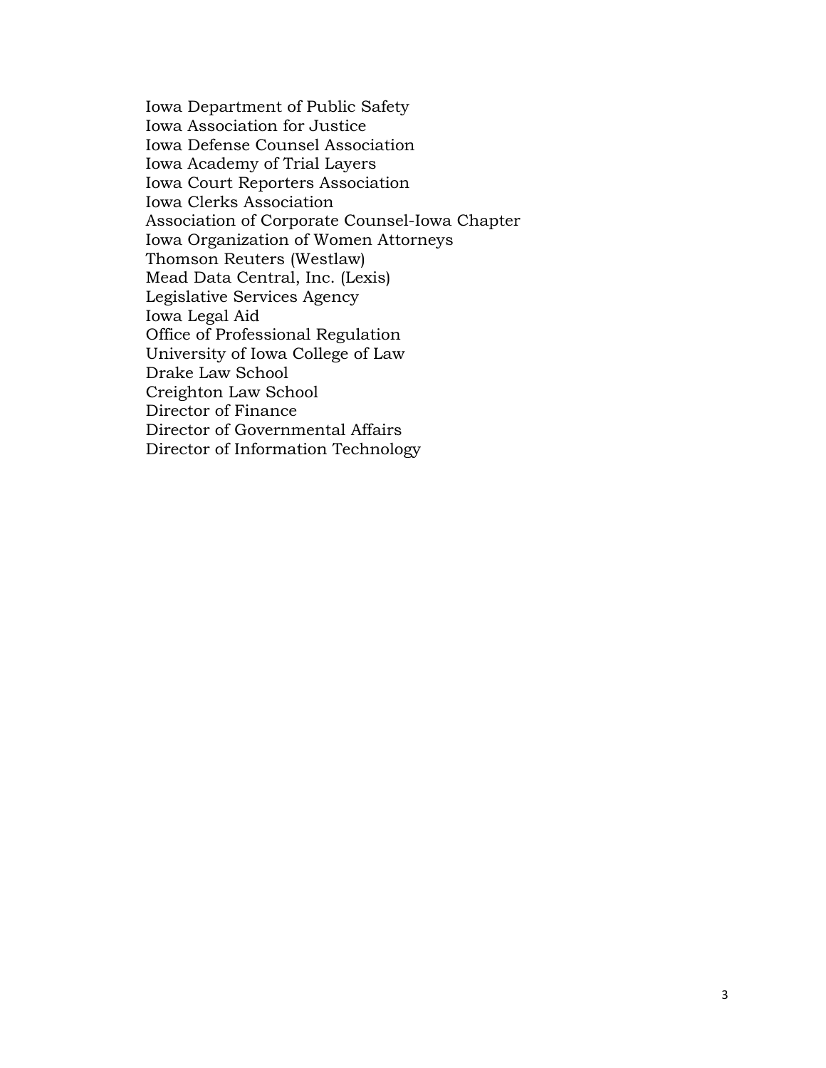Iowa Department of Public Safety
Iowa Association for Justice
Iowa Defense Counsel Association
Iowa Academy of Trial Layers
Iowa Court Reporters Association
Iowa Clerks Association
Association of Corporate Counsel-Iowa Chapter
Iowa Organization of Women Attorneys
Thomson Reuters (Westlaw)
Mead Data Central, Inc. (Lexis)
Legislative Services Agency
Iowa Legal Aid
Office of Professional Regulation
University of Iowa College of Law
Drake Law School
Creighton Law School
Director of Finance
Director of Governmental Affairs
Director of Information Technology